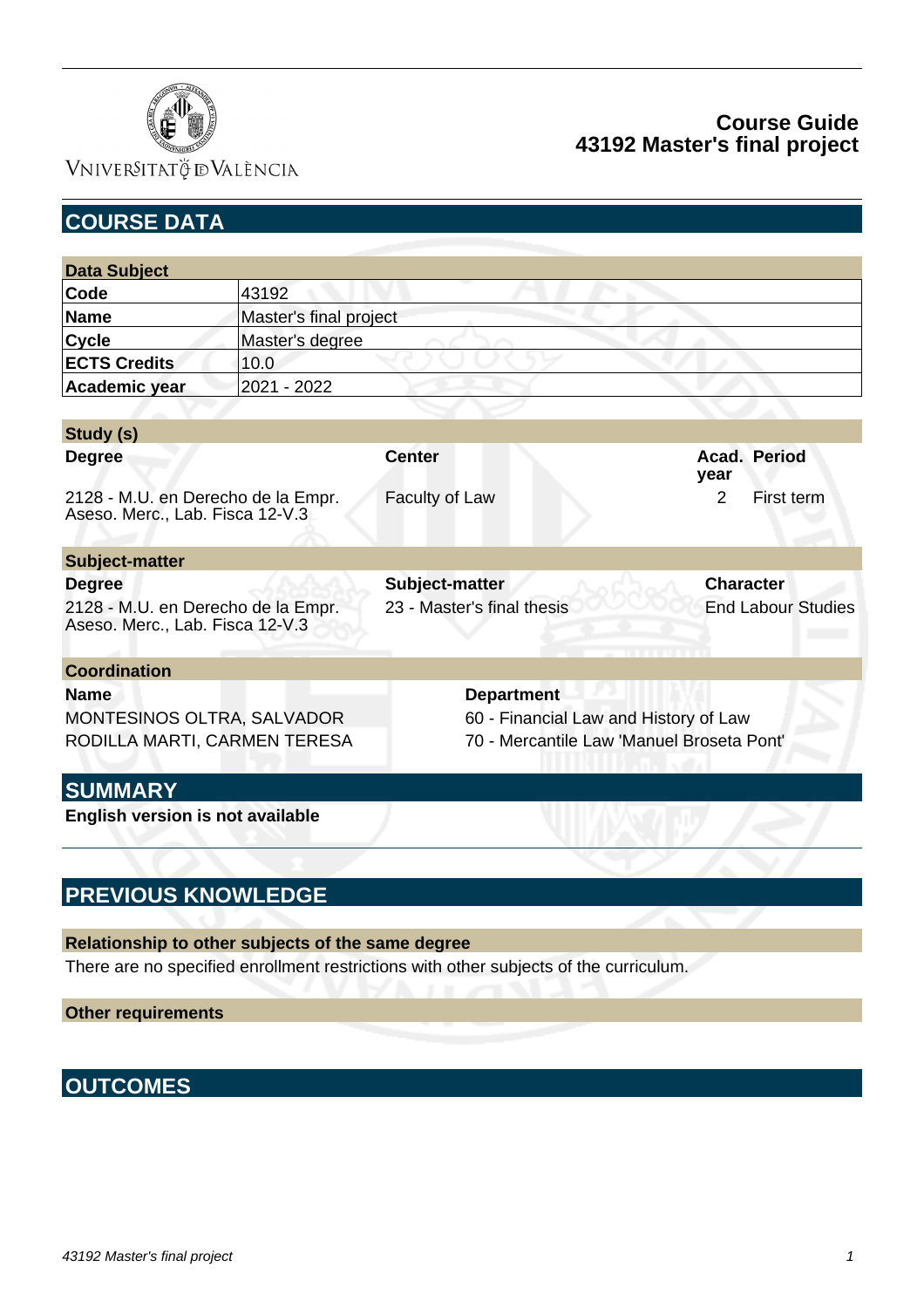# Course Guide
# 43192 Master's final project

## COURSE DATA

| Data Subject | |
|---|---|
| **Code** | 43192 |
| **Name** | Master's final project |
| **Cycle** | Master's degree |
| **ECTS Credits** | 10.0 |
| **Academic year** | 2021 - 2022 |

| Study (s) | | | |
|---|---|---|---|
| **Degree** | **Center** | **Acad. year** | **Period** |
| 2128 - M.U. en Derecho de la Empr. Aseso. Merc., Lab. Fisca 12-V.3 | Faculty of Law | 2 | First term |

| Subject-matter | | |
|---|---|---|
| **Degree** | **Subject-matter** | **Character** |
| 2128 - M.U. en Derecho de la Empr. Aseso. Merc., Lab. Fisca 12-V.3 | 23 - Master's final thesis | End Labour Studies |

| Coordination | |
|---|---|
| **Name** | **Department** |
| MONTESINOS OLTRA, SALVADOR | 60 - Financial Law and History of Law |
| RODILLA MARTI, CARMEN TERESA | 70 - Mercantile Law 'Manuel Broseta Pont' |

## SUMMARY

**English version is not available**

## PREVIOUS KNOWLEDGE

### Relationship to other subjects of the same degree

There are no specified enrollment restrictions with other subjects of the curriculum.

### Other requirements

## OUTCOMES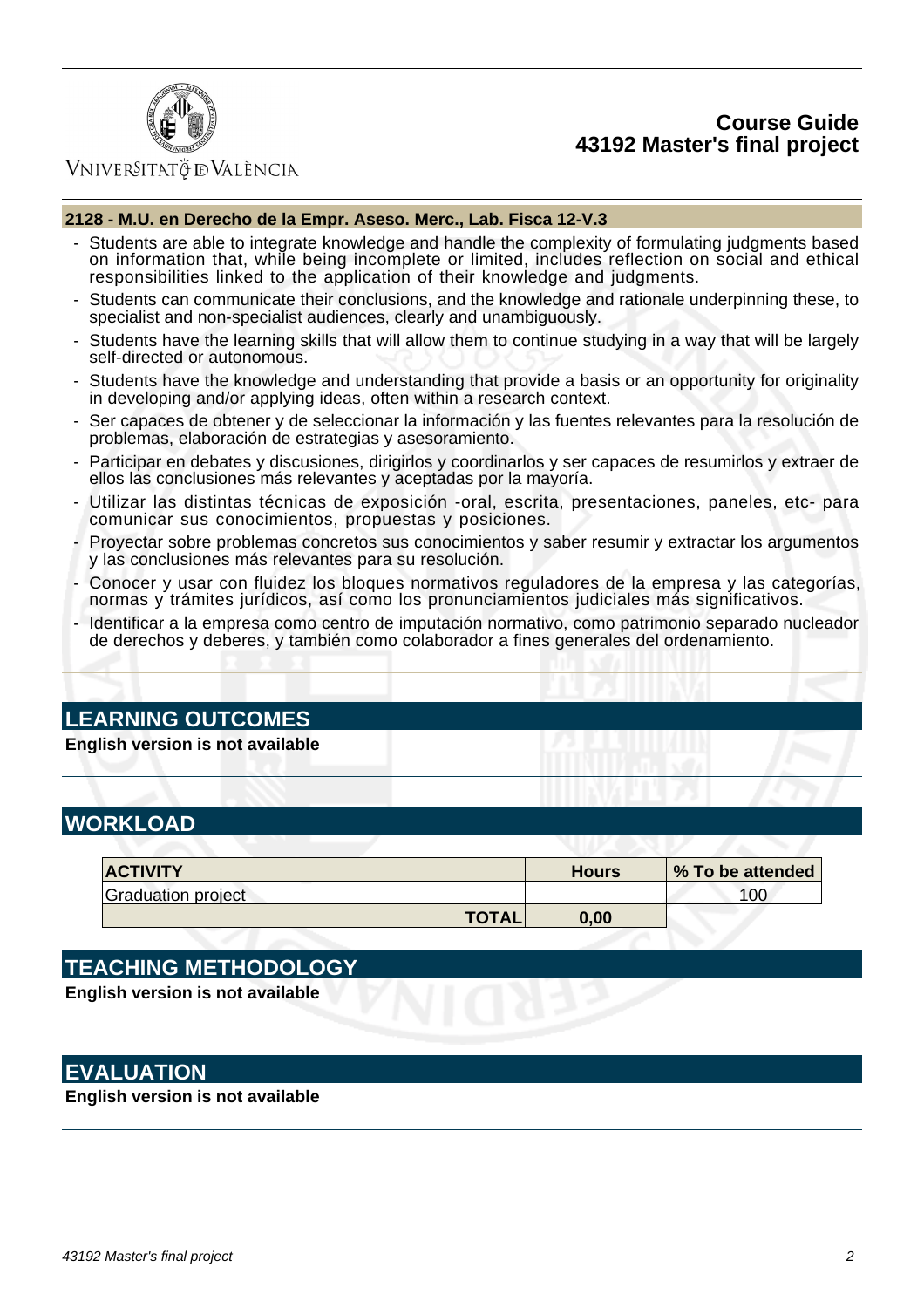**2128 - M.U. en Derecho de la Empr. Aseso. Merc., Lab. Fisca 12-V.3**

- Students are able to integrate knowledge and handle the complexity of formulating judgments based on information that, while being incomplete or limited, includes reflection on social and ethical responsibilities linked to the application of their knowledge and judgments.
- Students can communicate their conclusions, and the knowledge and rationale underpinning these, to specialist and non-specialist audiences, clearly and unambiguously.
- Students have the learning skills that will allow them to continue studying in a way that will be largely self-directed or autonomous.
- Students have the knowledge and understanding that provide a basis or an opportunity for originality in developing and/or applying ideas, often within a research context.
- Ser capaces de obtener y de seleccionar la información y las fuentes relevantes para la resolución de problemas, elaboración de estrategias y asesoramiento.
- Participar en debates y discusiones, dirigirlos y coordinarlos y ser capaces de resumirlos y extraer de ellos las conclusiones más relevantes y aceptadas por la mayoría.
- Utilizar las distintas técnicas de exposición -oral, escrita, presentaciones, paneles, etc- para comunicar sus conocimientos, propuestas y posiciones.
- Proyectar sobre problemas concretos sus conocimientos y saber resumir y extractar los argumentos y las conclusiones más relevantes para su resolución.
- Conocer y usar con fluidez los bloques normativos reguladores de la empresa y las categorías, normas y trámites jurídicos, así como los pronunciamientos judiciales más significativos.
- Identificar a la empresa como centro de imputación normativo, como patrimonio separado nucleador de derechos y deberes, y también como colaborador a fines generales del ordenamiento.

## LEARNING OUTCOMES

**English version is not available**

## WORKLOAD

| ACTIVITY | Hours | % To be attended |
|---|---|---|
| Graduation project | | 100 |
| **TOTAL** | **0,00** | |

## TEACHING METHODOLOGY

**English version is not available**

## EVALUATION

**English version is not available**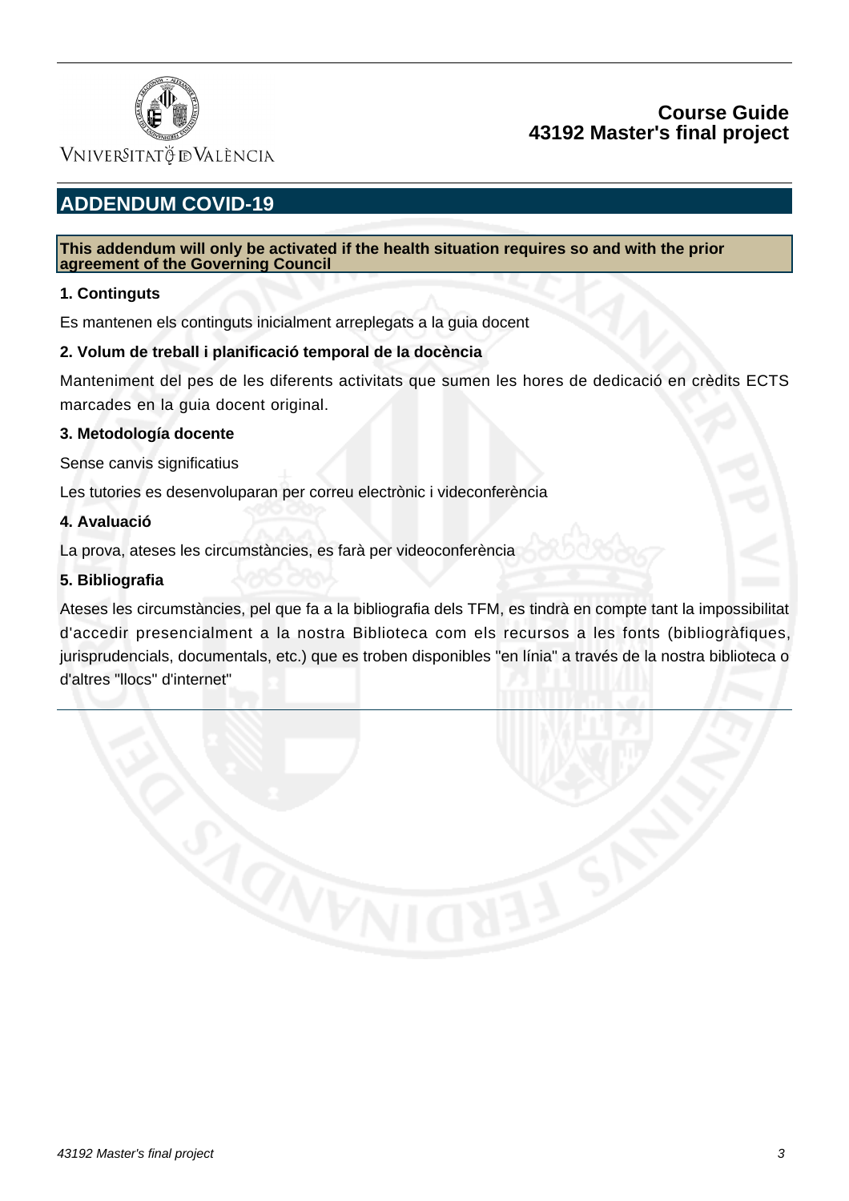## ADDENDUM COVID-19

**This addendum will only be activated if the health situation requires so and with the prior agreement of the Governing Council**

### 1. Continguts

Es mantenen els continguts inicialment arreplegats a la guia docent

### 2. Volum de treball i planificació temporal de la docència

Manteniment del pes de les diferents activitats que sumen les hores de dedicació en crèdits ECTS marcades en la guia docent original.

### 3. Metodología docente

Sense canvis significatius

Les tutories es desenvoluparan per correu electrònic i videoconferència

### 4. Avaluació

La prova, ateses les circumstàncies, es farà per videoconferència

### 5. Bibliografia

Ateses les circumstàncies, pel que fa a la bibliografia dels TFM, es tindrà en compte tant la impossibilitat d'accedir presencialment a la nostra Biblioteca com els recursos a les fonts (bibliogràfiques, jurisprudencials, documentals, etc.) que es troben disponibles "en línia" a través de la nostra biblioteca o d'altres "llocs" d'internet"